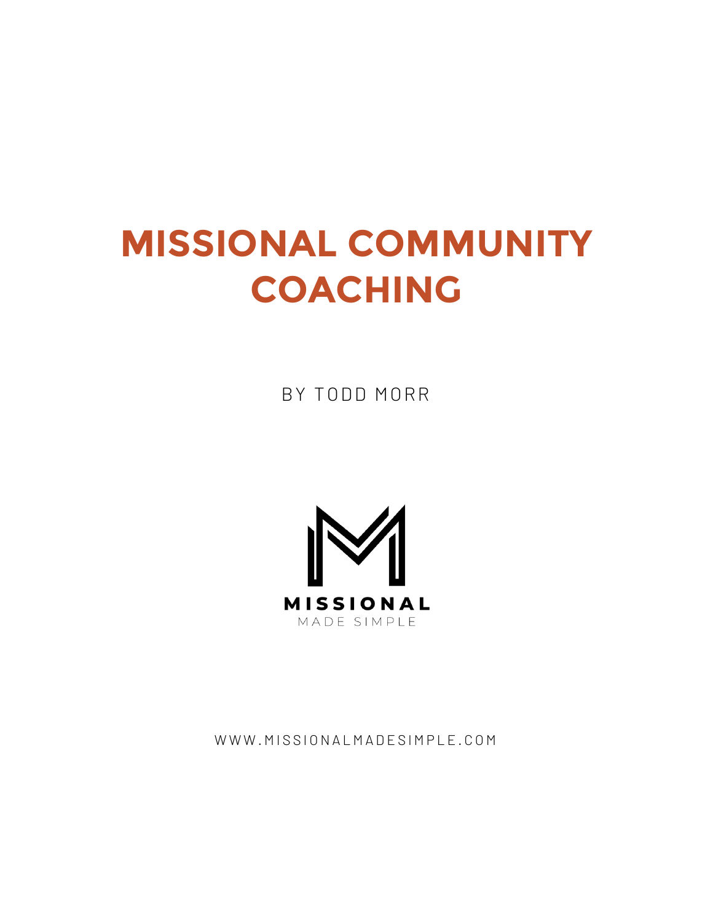# MISSIONAL COMMUNITY COACHING

BY TODD MORR

MISSIONAL
MADE SIMPLE

WWW.MISSIONALMADESIMPLE.COM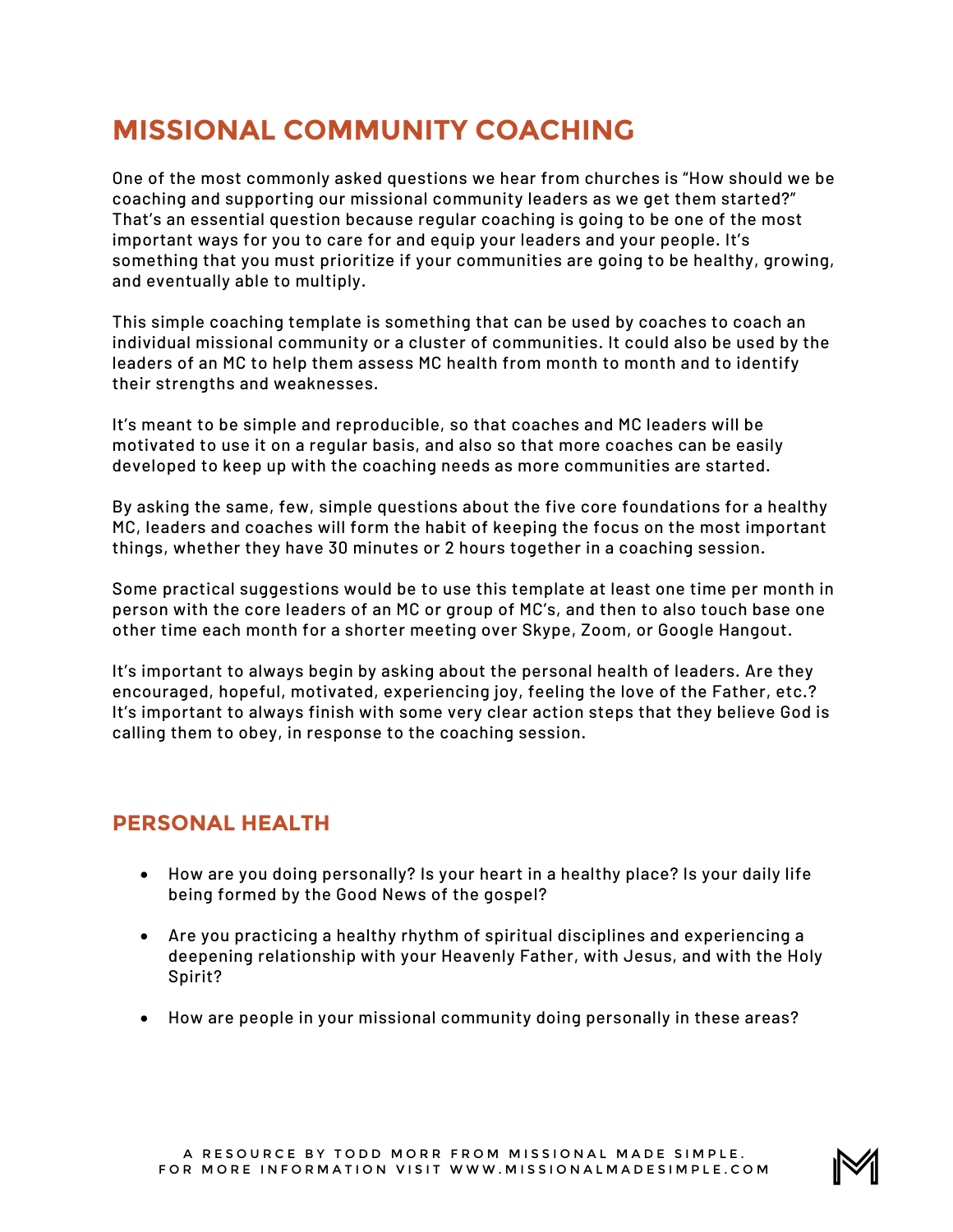# MISSIONAL COMMUNITY COACHING

One of the most commonly asked questions we hear from churches is "How should we be coaching and supporting our missional community leaders as we get them started?" That's an essential question because regular coaching is going to be one of the most important ways for you to care for and equip your leaders and your people. It's something that you must prioritize if your communities are going to be healthy, growing, and eventually able to multiply.

This simple coaching template is something that can be used by coaches to coach an individual missional community or a cluster of communities. It could also be used by the leaders of an MC to help them assess MC health from month to month and to identify their strengths and weaknesses.

It's meant to be simple and reproducible, so that coaches and MC leaders will be motivated to use it on a regular basis, and also so that more coaches can be easily developed to keep up with the coaching needs as more communities are started.

By asking the same, few, simple questions about the five core foundations for a healthy MC, leaders and coaches will form the habit of keeping the focus on the most important things, whether they have 30 minutes or 2 hours together in a coaching session.

Some practical suggestions would be to use this template at least one time per month in person with the core leaders of an MC or group of MC's, and then to also touch base one other time each month for a shorter meeting over Skype, Zoom, or Google Hangout.

It's important to always begin by asking about the personal health of leaders. Are they encouraged, hopeful, motivated, experiencing joy, feeling the love of the Father, etc.? It's important to always finish with some very clear action steps that they believe God is calling them to obey, in response to the coaching session.

## PERSONAL HEALTH

- How are you doing personally? Is your heart in a healthy place? Is your daily life being formed by the Good News of the gospel?
- Are you practicing a healthy rhythm of spiritual disciplines and experiencing a deepening relationship with your Heavenly Father, with Jesus, and with the Holy Spirit?
- How are people in your missional community doing personally in these areas?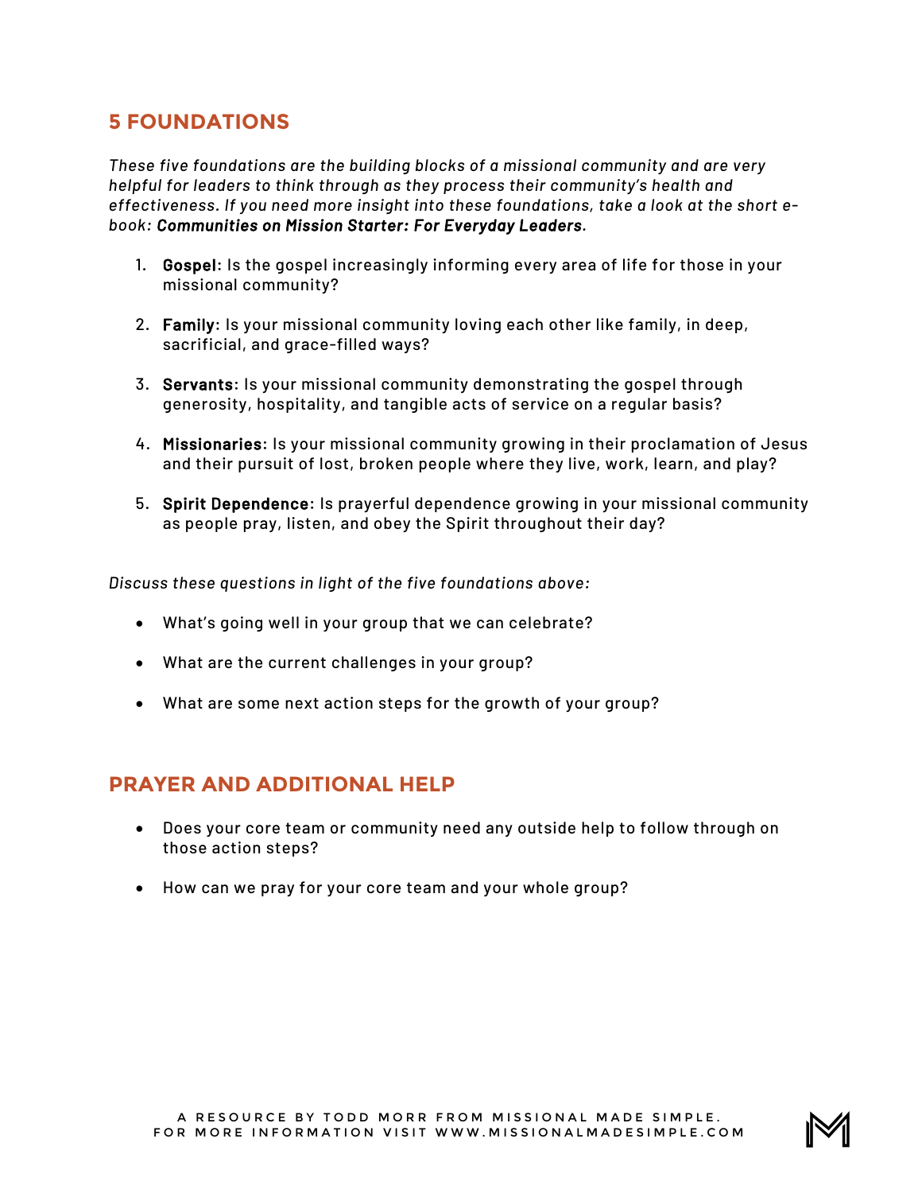## 5 FOUNDATIONS

*These five foundations are the building blocks of a missional community and are very helpful for leaders to think through as they process their community's health and effectiveness. If you need more insight into these foundations, take a look at the short e-book:* ***Communities on Mission Starter: For Everyday Leaders****.*

1. **Gospel:** Is the gospel increasingly informing every area of life for those in your missional community?
2. **Family:** Is your missional community loving each other like family, in deep, sacrificial, and grace-filled ways?
3. **Servants:** Is your missional community demonstrating the gospel through generosity, hospitality, and tangible acts of service on a regular basis?
4. **Missionaries:** Is your missional community growing in their proclamation of Jesus and their pursuit of lost, broken people where they live, work, learn, and play?
5. **Spirit Dependence:** Is prayerful dependence growing in your missional community as people pray, listen, and obey the Spirit throughout their day?

*Discuss these questions in light of the five foundations above:*

- What's going well in your group that we can celebrate?
- What are the current challenges in your group?
- What are some next action steps for the growth of your group?

## PRAYER AND ADDITIONAL HELP

- Does your core team or community need any outside help to follow through on those action steps?
- How can we pray for your core team and your whole group?